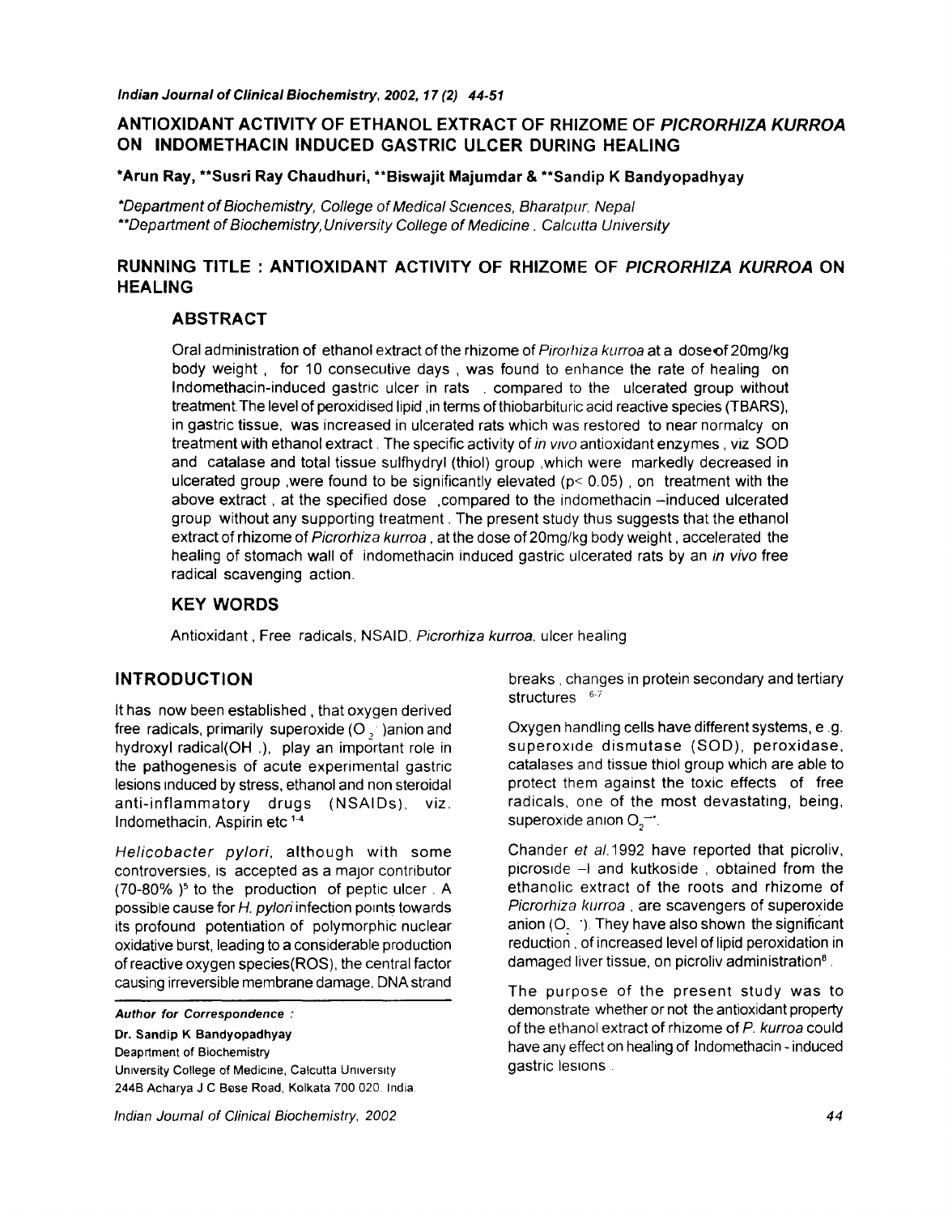# ANTIOXIDANT ACTIVITY OF ETHANOL EXTRACT OF RHIZOME OF *PICRORHIZA KURROA* ON INDOMETHACIN INDUCED GASTRIC ULCER DURING HEALING

**\*Arun Ray, \*\*Susri Ray Chaudhuri, \*\*Biswajit Majumdar & \*\*Sandip K Bandyopadhyay**

*\*Department of Biochemistry, College of Medical Sciences, Bharatpur, Nepal*
*\*\*Department of Biochemistry, University College of Medicine. Calcutta University*

## RUNNING TITLE : ANTIOXIDANT ACTIVITY OF RHIZOME OF *PICRORHIZA KURROA* ON HEALING

### ABSTRACT

Oral administration of ethanol extract of the rhizome of *Pirorhiza kurroa* at a dose of 20mg/kg body weight , for 10 consecutive days , was found to enhance the rate of healing on Indomethacin-induced gastric ulcer in rats . compared to the ulcerated group without treatment. The level of peroxidised lipid , in terms of thiobarbituric acid reactive species (TBARS), in gastric tissue, was increased in ulcerated rats which was restored to near normalcy on treatment with ethanol extract . The specific activity of *in vivo* antioxidant enzymes , viz SOD and catalase and total tissue sulfhydryl (thiol) group ,which were markedly decreased in ulcerated group ,were found to be significantly elevated ($p < 0.05$) , on treatment with the above extract , at the specified dose ,compared to the indomethacin –induced ulcerated group without any supporting treatment . The present study thus suggests that the ethanol extract of rhizome of *Picrorhiza kurroa* , at the dose of 20mg/kg body weight , accelerated the healing of stomach wall of indomethacin induced gastric ulcerated rats by an *in vivo* free radical scavenging action.

### KEY WORDS

Antioxidant , Free radicals, NSAID, *Picrorhiza kurroa*, ulcer healing

## INTRODUCTION

It has now been established , that oxygen derived free radicals, primarily superoxide ($O_2^{\cdot-}$) anion and hydroxyl radical(OH .), play an important role in the pathogenesis of acute experimental gastric lesions induced by stress, ethanol and non steroidal anti-inflammatory drugs (NSAIDs), viz. Indomethacin, Aspirin etc [1-4]

*Helicobacter pylori*, although with some controversies, is accepted as a major contributor (70-80% )[5] to the production of peptic ulcer . A possible cause for *H. pylori* infection points towards its profound potentiation of polymorphic nuclear oxidative burst, leading to a considerable production of reactive oxygen species(ROS), the central factor causing irreversible membrane damage, DNA strand breaks , changes in protein secondary and tertiary structures [6-7]

Oxygen handling cells have different systems, e .g. superoxide dismutase (SOD), peroxidase, catalases and tissue thiol group which are able to protect them against the toxic effects of free radicals, one of the most devastating, being, superoxide anion $O_2^{-\cdot}$.

Chander *et al.* 1992 have reported that picroliv, picroside –I and kutkoside , obtained from the ethanolic extract of the roots and rhizome of *Picrorhiza kurroa* , are scavengers of superoxide anion ($O_2^{\cdot-}$). They have also shown the significant reduction , of increased level of lipid peroxidation in damaged liver tissue, on picroliv administration[8] .

The purpose of the present study was to demonstrate whether or not the antioxidant property of the ethanol extract of rhizome of *P. kurroa* could have any effect on healing of Indomethacin - induced gastric lesions .

---

***Author for Correspondence :***
**Dr. Sandip K Bandyopadhyay**
Deaprtment of Biochemistry
University College of Medicine, Calcutta University
244B Acharya J C Bose Road, Kolkata 700 020. India.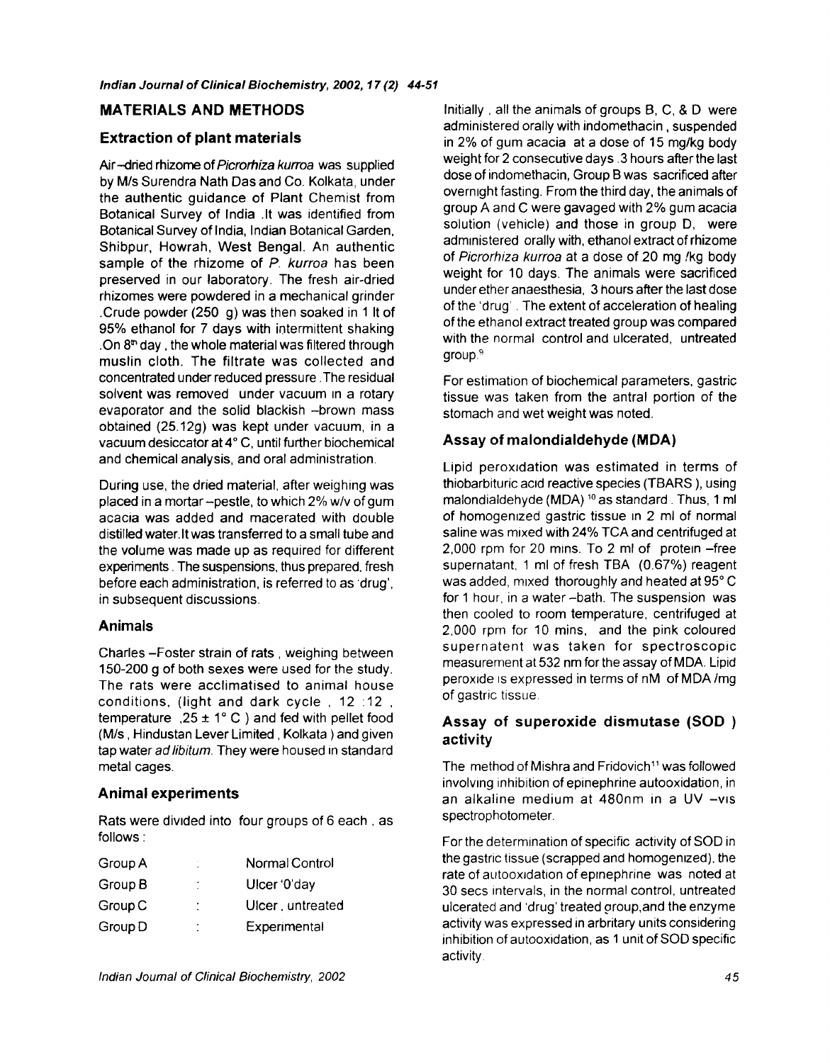## MATERIALS AND METHODS

### Extraction of plant materials

Air –dried rhizome of *Picrorhiza kurroa* was supplied by M/s Surendra Nath Das and Co. Kolkata, under the authentic guidance of Plant Chemist from Botanical Survey of India .It was identified from Botanical Survey of India, Indian Botanical Garden, Shibpur, Howrah, West Bengal. An authentic sample of the rhizome of *P. kurroa* has been preserved in our laboratory. The fresh air-dried rhizomes were powdered in a mechanical grinder .Crude powder (250 g) was then soaked in 1 lt of 95% ethanol for 7 days with intermittent shaking .On 8[th] day , the whole material was filtered through muslin cloth. The filtrate was collected and concentrated under reduced pressure .The residual solvent was removed under vacuum in a rotary evaporator and the solid blackish –brown mass obtained (25.12g) was kept under vacuum, in a vacuum desiccator at 4° C, until further biochemical and chemical analysis, and oral administration.

During use, the dried material, after weighing was placed in a mortar –pestle, to which 2% w/v of gum acacia was added and macerated with double distilled water.It was transferred to a small tube and the volume was made up as required for different experiments . The suspensions, thus prepared, fresh before each administration, is referred to as 'drug', in subsequent discussions.

### Animals

Charles –Foster strain of rats , weighing between 150-200 g of both sexes were used for the study. The rats were acclimatised to animal house conditions, (light and dark cycle , 12 :12 , temperature ,25 ± 1° C ) and fed with pellet food (M/s , Hindustan Lever Limited , Kolkata ) and given tap water *ad libitum*. They were housed in standard metal cages.

### Animal experiments

Rats were divided into four groups of 6 each , as follows :

| | | |
|---|---|---|
| Group A | : | Normal Control |
| Group B | : | Ulcer '0'day |
| Group C | : | Ulcer , untreated |
| Group D | : | Experimental |

Initially , all the animals of groups B, C, & D were administered orally with indomethacin , suspended in 2% of gum acacia at a dose of 15 mg/kg body weight for 2 consecutive days .3 hours after the last dose of indomethacin, Group B was sacrificed after overnight fasting. From the third day, the animals of group A and C were gavaged with 2% gum acacia solution (vehicle) and those in group D, were administered orally with, ethanol extract of rhizome of *Picrorhiza kurroa* at a dose of 20 mg /kg body weight for 10 days. The animals were sacrificed under ether anaesthesia, 3 hours after the last dose of the 'drug' . The extent of acceleration of healing of the ethanol extract treated group was compared with the normal control and ulcerated, untreated group.[9]

For estimation of biochemical parameters, gastric tissue was taken from the antral portion of the stomach and wet weight was noted.

### Assay of malondialdehyde (MDA)

Lipid peroxidation was estimated in terms of thiobarbituric acid reactive species (TBARS ), using malondialdehyde (MDA) [10] as standard . Thus, 1 ml of homogenized gastric tissue in 2 ml of normal saline was mixed with 24% TCA and centrifuged at 2,000 rpm for 20 mins. To 2 ml of protein –free supernatant, 1 ml of fresh TBA (0.67%) reagent was added, mixed thoroughly and heated at 95° C for 1 hour, in a water –bath. The suspension was then cooled to room temperature, centrifuged at 2,000 rpm for 10 mins, and the pink coloured supernatent was taken for spectroscopic measurement at 532 nm for the assay of MDA. Lipid peroxide is expressed in terms of nM of MDA /mg of gastric tissue.

### Assay of superoxide dismutase (SOD ) activity

The method of Mishra and Fridovich[11] was followed involving inhibition of epinephrine autooxidation, in an alkaline medium at 480nm in a UV –vis spectrophotometer.

For the determination of specific activity of SOD in the gastric tissue (scrapped and homogenized), the rate of autooxidation of epinephrine was noted at 30 secs intervals, in the normal control, untreated ulcerated and 'drug' treated group,and the enzyme activity was expressed in arbritary units considering inhibition of autooxidation, as 1 unit of SOD specific activity.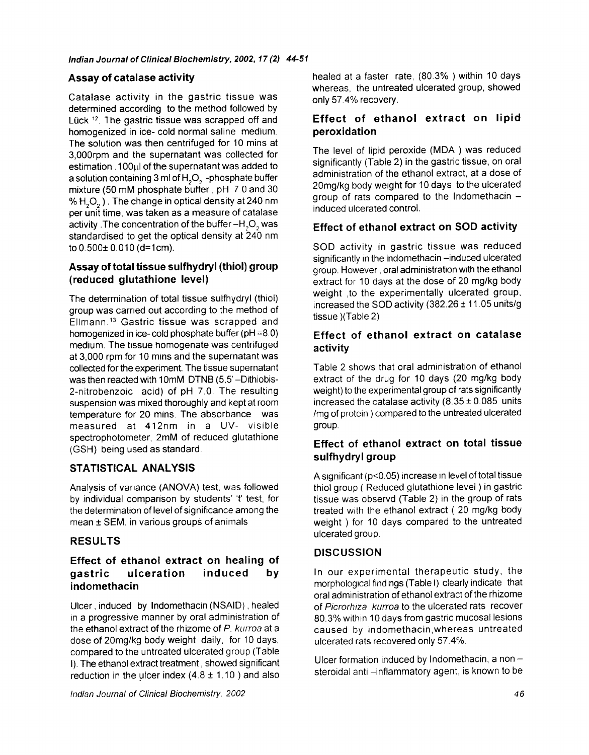### Assay of catalase activity

Catalase activity in the gastric tissue was determined according to the method followed by Lück [12]. The gastric tissue was scrapped off and homogenized in ice- cold normal saline medium. The solution was then centrifuged for 10 mins at 3,000rpm and the supernatant was collected for estimation . 100μl of the supernatant was added to a solution containing 3 ml of $H_2O_2$ -phosphate buffer mixture (50 mM phosphate buffer , pH 7.0 and 30 % $H_2O_2$ ) . The change in optical density at 240 nm per unit time, was taken as a measure of catalase activity .The concentration of the buffer –$H_2O_2$ was standardised to get the optical density at 240 nm to 0.500± 0.010 (d=1cm).

### Assay of total tissue sulfhydryl (thiol) group (reduced glutathione level)

The determination of total tissue sulfhydryl (thiol) group was carried out according to the method of Ellmann.[13] Gastric tissue was scrapped and homogenized in ice- cold phosphate buffer (pH =8.0) medium. The tissue homogenate was centrifuged at 3,000 rpm for 10 mins and the supernatant was collected for the experiment. The tissue supernatant was then reacted with 10mM DTNB (5,5' –Dithiobis-2-nitrobenzoic acid) of pH 7.0. The resulting suspension was mixed thoroughly and kept at room temperature for 20 mins. The absorbance was measured at 412nm in a UV- visible spectrophotometer, 2mM of reduced glutathione (GSH) being used as standard.

## STATISTICAL ANALYSIS

Analysis of variance (ANOVA) test, was followed by individual comparison by students' 't' test, for the determination of level of significance among the mean ± SEM. in various groups of animals

## RESULTS

### Effect of ethanol extract on healing of gastric ulceration induced by indomethacin

Ulcer , induced by Indomethacin (NSAID) , healed in a progressive manner by oral administration of the ethanol extract of the rhizome of *P. kurroa* at a dose of 20mg/kg body weight daily, for 10 days, compared to the untreated ulcerated group (Table I). The ethanol extract treatment , showed significant reduction in the ulcer index (4.8 ± 1.10 ) and also healed at a faster rate, (80.3% ) within 10 days whereas, the untreated ulcerated group, showed only 57.4% recovery.

### Effect of ethanol extract on lipid peroxidation

The level of lipid peroxide (MDA ) was reduced significantly (Table 2) in the gastric tissue, on oral administration of the ethanol extract, at a dose of 20mg/kg body weight for 10 days to the ulcerated group of rats compared to the Indomethacin – induced ulcerated control.

### Effect of ethanol extract on SOD activity

SOD activity in gastric tissue was reduced significantly in the indomethacin –induced ulcerated group. However , oral administration with the ethanol extract for 10 days at the dose of 20 mg/kg body weight ,to the experimentally ulcerated group, increased the SOD activity (382.26 ± 11.05 units/g tissue )(Table 2)

### Effect of ethanol extract on catalase activity

Table 2 shows that oral administration of ethanol extract of the drug for 10 days (20 mg/kg body weight) to the experimental group of rats significantly increased the catalase activity (8.35 ± 0.085 units /mg of protein ) compared to the untreated ulcerated group.

### Effect of ethanol extract on total tissue sulfhydryl group

A significant ($p<0.05$) increase in level of total tissue thiol group ( Reduced glutathione level ) in gastric tissue was observd (Table 2) in the group of rats treated with the ethanol extract ( 20 mg/kg body weight ) for 10 days compared to the untreated ulcerated group.

## DISCUSSION

In our experimental therapeutic study, the morphological findings (Table I) clearly indicate that oral administration of ethanol extract of the rhizome of *Picrorhiza kurroa* to the ulcerated rats recover 80.3% within 10 days from gastric mucosal lesions caused by indomethacin,whereas untreated ulcerated rats recovered only 57.4%.

Ulcer formation induced by Indomethacin, a non – steroidal anti –inflammatory agent, is known to be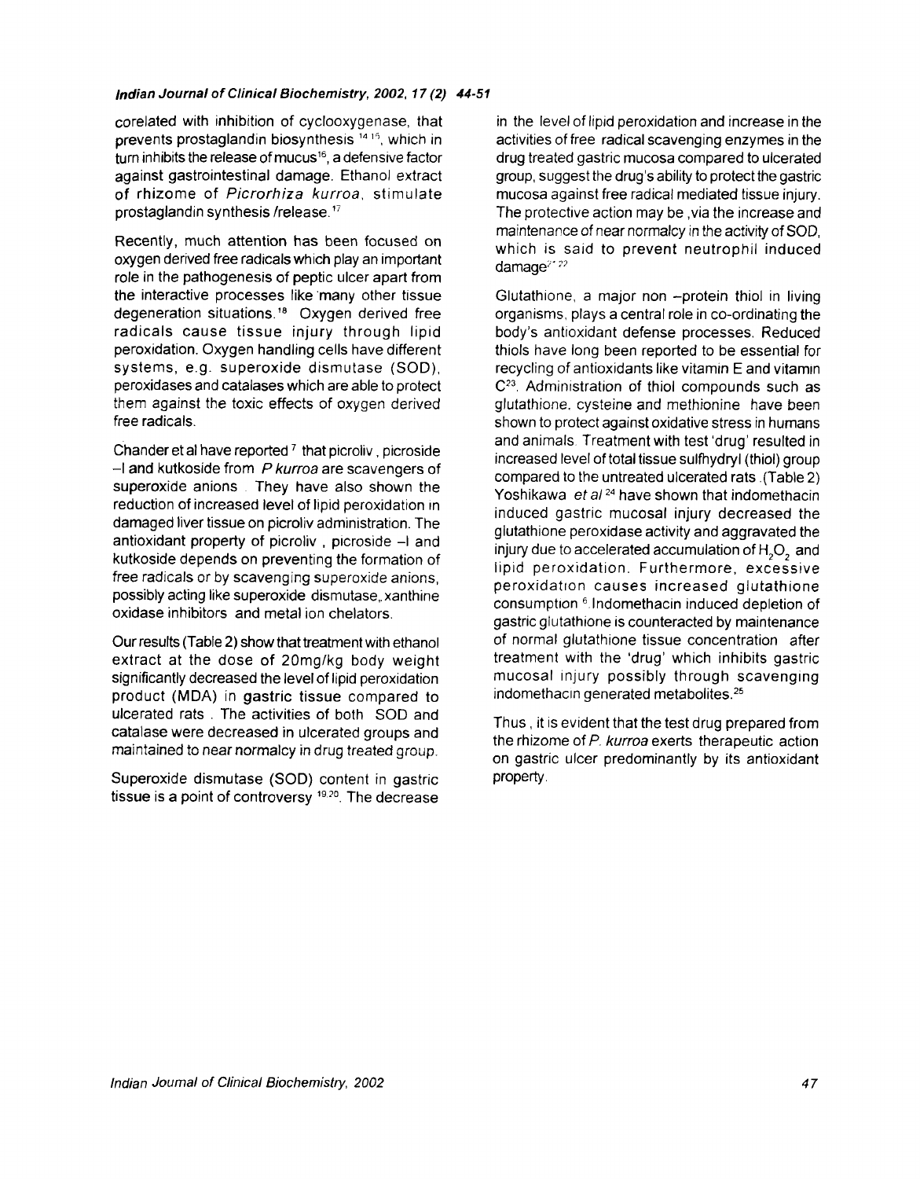corelated with inhibition of cyclooxygenase, that prevents prostaglandin biosynthesis [14,15], which in turn inhibits the release of mucus[16], a defensive factor against gastrointestinal damage. Ethanol extract of rhizome of *Picrorhiza kurroa*, stimulate prostaglandin synthesis /release.[17]

Recently, much attention has been focused on oxygen derived free radicals which play an important role in the pathogenesis of peptic ulcer apart from the interactive processes like many other tissue degeneration situations.[18] Oxygen derived free radicals cause tissue injury through lipid peroxidation. Oxygen handling cells have different systems, e.g. superoxide dismutase (SOD), peroxidases and catalases which are able to protect them against the toxic effects of oxygen derived free radicals.

Chander et al have reported [7] that picroliv , picroside –I and kutkoside from *P kurroa* are scavengers of superoxide anions . They have also shown the reduction of increased level of lipid peroxidation in damaged liver tissue on picroliv administration. The antioxidant property of picroliv , picroside –I and kutkoside depends on preventing the formation of free radicals or by scavenging superoxide anions, possibly acting like superoxide dismutase, xanthine oxidase inhibitors and metal ion chelators.

Our results (Table 2) show that treatment with ethanol extract at the dose of 20mg/kg body weight significantly decreased the level of lipid peroxidation product (MDA) in gastric tissue compared to ulcerated rats . The activities of both SOD and catalase were decreased in ulcerated groups and maintained to near normalcy in drug treated group.

Superoxide dismutase (SOD) content in gastric tissue is a point of controversy [19,20]. The decrease in the level of lipid peroxidation and increase in the activities of free radical scavenging enzymes in the drug treated gastric mucosa compared to ulcerated group, suggest the drug's ability to protect the gastric mucosa against free radical mediated tissue injury. The protective action may be ,via the increase and maintenance of near normalcy in the activity of SOD, which is said to prevent neutrophil induced damage[21,22]

Glutathione, a major non –protein thiol in living organisms, plays a central role in co-ordinating the body's antioxidant defense processes. Reduced thiols have long been reported to be essential for recycling of antioxidants like vitamin E and vitamin C[23]. Administration of thiol compounds such as glutathione, cysteine and methionine have been shown to protect against oxidative stress in humans and animals. Treatment with test 'drug' resulted in increased level of total tissue sulfhydryl (thiol) group compared to the untreated ulcerated rats .(Table 2) Yoshikawa *et al* [24] have shown that indomethacin induced gastric mucosal injury decreased the glutathione peroxidase activity and aggravated the injury due to accelerated accumulation of $H_2O_2$ and lipid peroxidation. Furthermore, excessive peroxidation causes increased glutathione consumption [6]. Indomethacin induced depletion of gastric glutathione is counteracted by maintenance of normal glutathione tissue concentration after treatment with the 'drug' which inhibits gastric mucosal injury possibly through scavenging indomethacin generated metabolites.[25]

Thus , it is evident that the test drug prepared from the rhizome of *P. kurroa* exerts therapeutic action on gastric ulcer predominantly by its antioxidant property.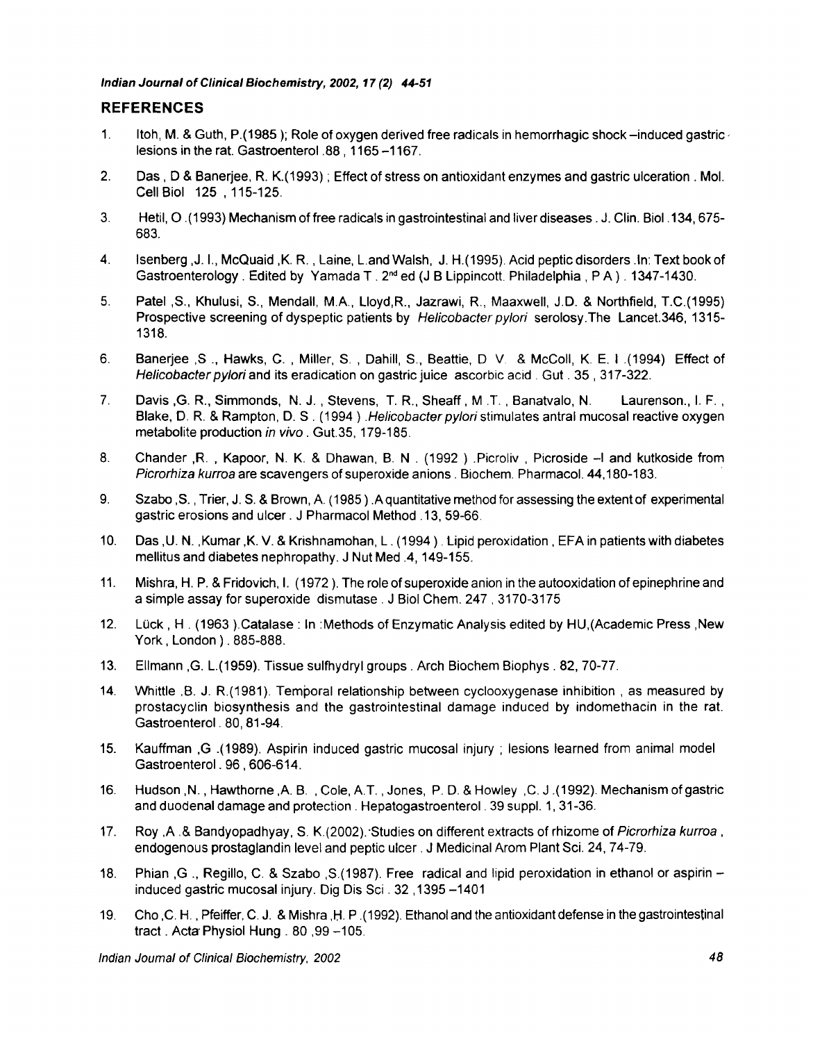## REFERENCES

1. Itoh, M. & Guth, P.(1985 ); Role of oxygen derived free radicals in hemorrhagic shock –induced gastric lesions in the rat. Gastroenterol .88 , 1165 –1167.

2. Das , D & Banerjee, R. K.(1993) ; Effect of stress on antioxidant enzymes and gastric ulceration . Mol. Cell Biol 125 , 115-125.

3. Hetil, O .(1993) Mechanism of free radicals in gastrointestinal and liver diseases . J. Clin. Biol .134, 675-683.

4. Isenberg ,J. I., McQuaid ,K. R. , Laine, L.and Walsh, J. H.(1995). Acid peptic disorders .In: Text book of Gastroenterology . Edited by Yamada T . 2[nd] ed (J B Lippincott. Philadelphia , P A ) . 1347-1430.

5. Patel ,S., Khulusi, S., Mendall, M.A., Lloyd,R., Jazrawi, R., Maaxwell, J.D. & Northfield, T.C.(1995) Prospective screening of dyspeptic patients by *Helicobacter pylori* serolosy.The Lancet.346, 1315-1318.

6. Banerjee ,S ., Hawks, C. , Miller, S. , Dahill, S., Beattie, D V. & McColl, K. E. I .(1994) Effect of *Helicobacter pylori* and its eradication on gastric juice ascorbic acid . Gut . 35 , 317-322.

7. Davis ,G. R., Simmonds, N. J. , Stevens, T. R., Sheaff , M .T. , Banatvalo, N. Laurenson., I. F. , Blake, D. R. & Rampton, D. S . (1994 ) .*Helicobacter pylori* stimulates antral mucosal reactive oxygen metabolite production *in vivo* . Gut.35, 179-185.

8. Chander ,R. , Kapoor, N. K. & Dhawan, B. N . (1992 ) .Picroliv , Picroside –I and kutkoside from *Picrorhiza kurroa* are scavengers of superoxide anions . Biochem. Pharmacol. 44,180-183.

9. Szabo ,S. , Trier, J. S. & Brown, A. (1985 ) .A quantitative method for assessing the extent of experimental gastric erosions and ulcer . J Pharmacol Method .13, 59-66.

10. Das ,U. N. ,Kumar ,K. V. & Krishnamohan, L . (1994 ) . Lipid peroxidation , EFA in patients with diabetes mellitus and diabetes nephropathy. J Nut Med .4, 149-155.

11. Mishra, H. P. & Fridovich, I. (1972 ). The role of superoxide anion in the autooxidation of epinephrine and a simple assay for superoxide dismutase . J Biol Chem. 247 , 3170-3175

12. Lück , H . (1963 ).Catalase : In :Methods of Enzymatic Analysis edited by HU,(Academic Press ,New York , London ) . 885-888.

13. Ellmann ,G. L.(1959). Tissue sulfhydryl groups . Arch Biochem Biophys . 82, 70-77.

14. Whittle ,B. J. R.(1981). Temporal relationship between cyclooxygenase inhibition , as measured by prostacyclin biosynthesis and the gastrointestinal damage induced by indomethacin in the rat. Gastroenterol . 80, 81-94.

15. Kauffman ,G .(1989). Aspirin induced gastric mucosal injury ; lesions learned from animal model Gastroenterol . 96 , 606-614.

16. Hudson ,N. , Hawthorne ,A. B. , Cole, A.T. , Jones, P. D. & Howley ,C. J .(1992). Mechanism of gastric and duodenal damage and protection . Hepatogastroenterol . 39 suppl. 1, 31-36.

17. Roy ,A .& Bandyopadhyay, S. K.(2002). Studies on different extracts of rhizome of *Picrorhiza kurroa* , endogenous prostaglandin level and peptic ulcer . J Medicinal Arom Plant Sci. 24, 74-79.

18. Phian ,G ., Regillo, C. & Szabo ,S.(1987). Free radical and lipid peroxidation in ethanol or aspirin – induced gastric mucosal injury. Dig Dis Sci . 32 ,1395 –1401

19. Cho ,C. H. , Pfeiffer, C. J. & Mishra ,H. P .(1992). Ethanol and the antioxidant defense in the gastrointestinal tract . Acta Physiol Hung . 80 ,99 –105.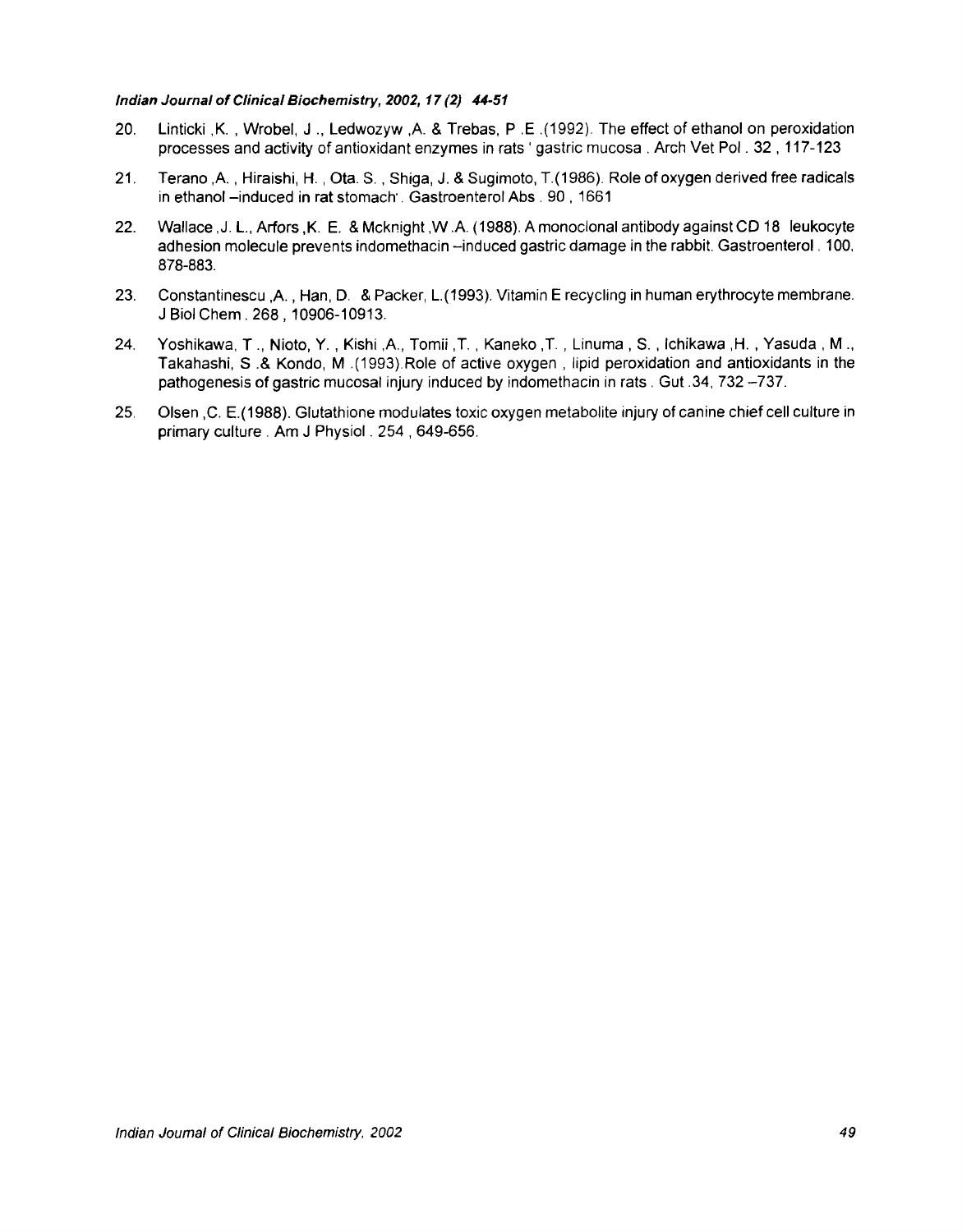20. Linticki ,K. , Wrobel, J ., Ledwozyw ,A. & Trebas, P .E .(1992). The effect of ethanol on peroxidation processes and activity of antioxidant enzymes in rats ' gastric mucosa . Arch Vet Pol . 32 , 117-123

21. Terano ,A. , Hiraishi, H. , Ota. S. , Shiga, J. & Sugimoto, T.(1986). Role of oxygen derived free radicals in ethanol –induced in rat stomach'. Gastroenterol Abs . 90 , 1661

22. Wallace ,J. L., Arfors ,K. E. & Mcknight ,W .A. (1988). A monoclonal antibody against CD 18 leukocyte adhesion molecule prevents indomethacin –induced gastric damage in the rabbit. Gastroenterol . 100, 878-883.

23. Constantinescu ,A. , Han, D. & Packer, L.(1993). Vitamin E recycling in human erythrocyte membrane. J Biol Chem . 268 , 10906-10913.

24. Yoshikawa, T ., Nioto, Y. , Kishi ,A., Tomii ,T. , Kaneko ,T. , Linuma , S. , Ichikawa ,H. , Yasuda , M ., Takahashi, S .& Kondo, M .(1993).Role of active oxygen , lipid peroxidation and antioxidants in the pathogenesis of gastric mucosal injury induced by indomethacin in rats . Gut .34, 732 –737.

25. Olsen ,C. E.(1988). Glutathione modulates toxic oxygen metabolite injury of canine chief cell culture in primary culture . Am J Physiol . 254 , 649-656.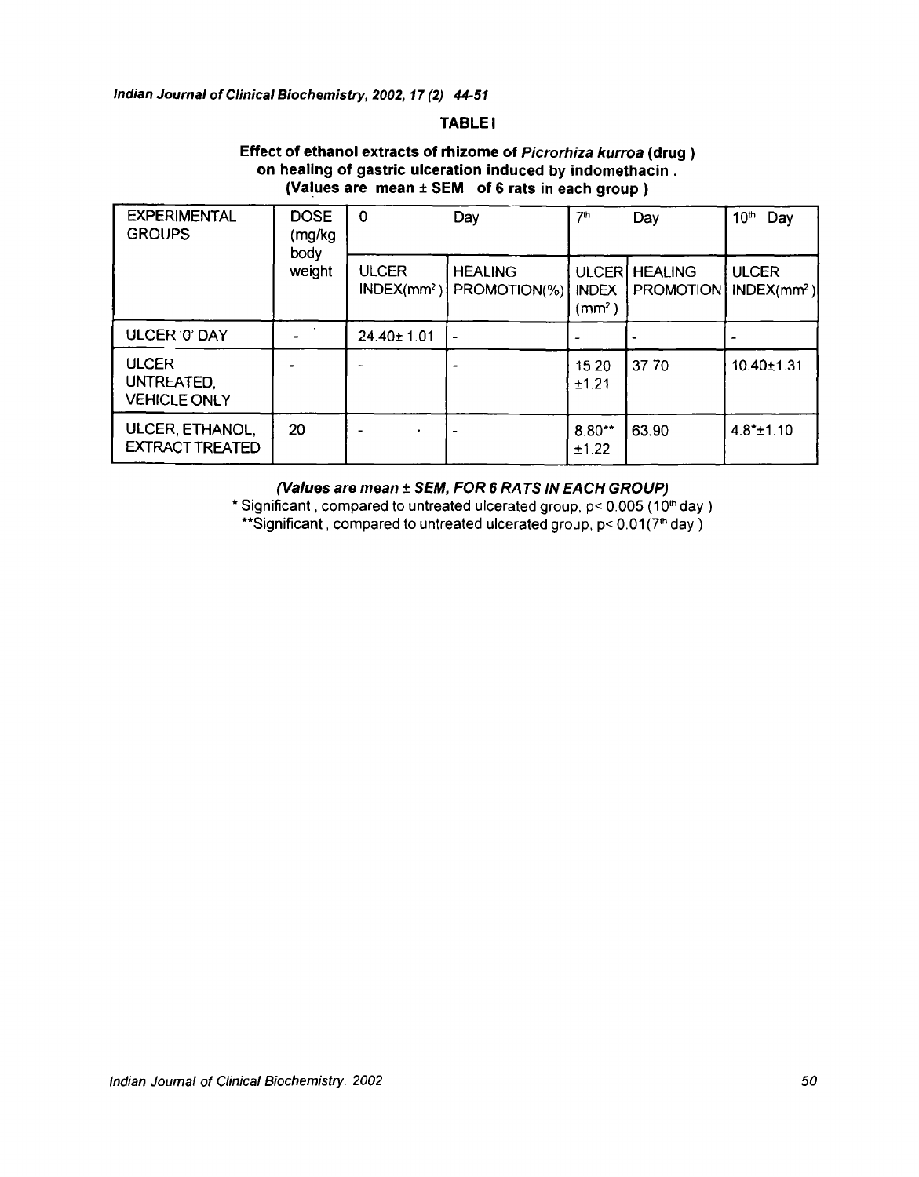**TABLE I**

**Effect of ethanol extracts of rhizome of *Picrorhiza kurroa* (drug) on healing of gastric ulceration induced by indomethacin. (Values are mean ± SEM of 6 rats in each group)**

| EXPERIMENTAL GROUPS | DOSE (mg/kg body weight | 0 Day | | 7th Day | | 10th Day |
|---|---|---|---|---|---|---|
| | | ULCER INDEX($mm^2$) | HEALING PROMOTION(%) | ULCER INDEX ($mm^2$) | HEALING PROMOTION | ULCER INDEX($mm^2$) |
| ULCER '0' DAY | - | 24.40± 1.01 | - | - | - | - |
| ULCER UNTREATED, VEHICLE ONLY | - | - | - | 15.20 ±1.21 | 37.70 | 10.40±1.31 |
| ULCER, ETHANOL, EXTRACT TREATED | 20 | - | - | 8.80** ±1.22 | 63.90 | 4.8*±1.10 |

***(Values are mean ± SEM, FOR 6 RATS IN EACH GROUP)***

* Significant, compared to untreated ulcerated group, $p < 0.005$ (10th day)

** Significant, compared to untreated ulcerated group, $p < 0.01$ (7th day)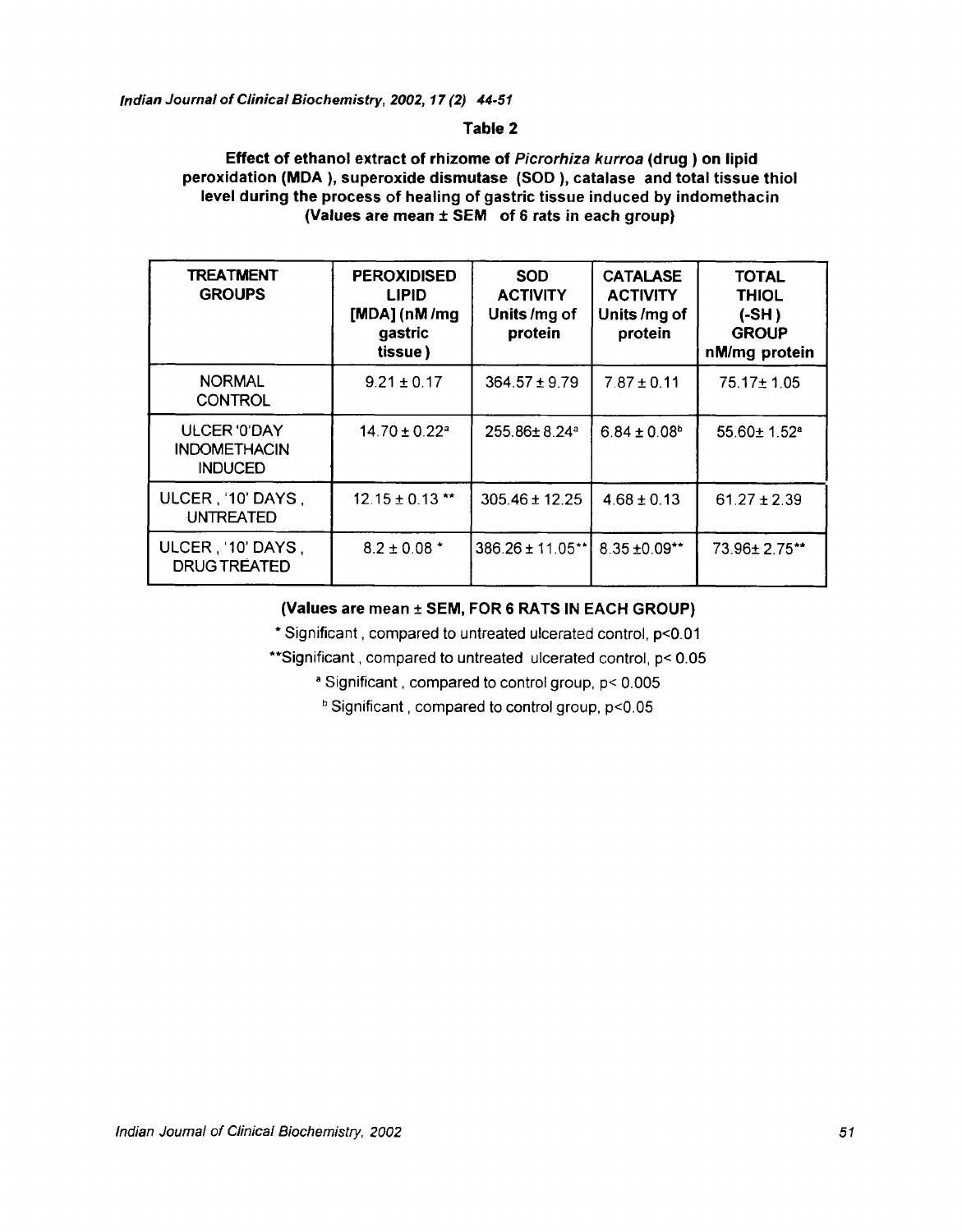## Table 2

**Effect of ethanol extract of rhizome of *Picrorhiza kurroa* (drug ) on lipid peroxidation (MDA ), superoxide dismutase (SOD ), catalase and total tissue thiol level during the process of healing of gastric tissue induced by indomethacin (Values are mean ± SEM of 6 rats in each group)**

| TREATMENT GROUPS | PEROXIDISED LIPID [MDA] (nM /mg gastric tissue ) | SOD ACTIVITY Units /mg of protein | CATALASE ACTIVITY Units /mg of protein | TOTAL THIOL (-SH ) GROUP nM/mg protein |
|---|---|---|---|---|
| NORMAL CONTROL | 9.21 ± 0.17 | 364.57 ± 9.79 | 7.87 ± 0.11 | 75.17± 1.05 |
| ULCER '0'DAY INDOMETHACIN INDUCED | 14.70 ± 0.22[a] | 255.86± 8.24[a] | 6.84 ± 0.08[b] | 55.60± 1.52[a] |
| ULCER , '10' DAYS , UNTREATED | 12.15 ± 0.13 ** | 305.46 ± 12.25 | 4.68 ± 0.13 | 61.27 ± 2.39 |
| ULCER , '10' DAYS , DRUG TREATED | 8.2 ± 0.08 * | 386.26 ± 11.05** | 8.35 ±0.09** | 73.96± 2.75** |

**(Values are mean ± SEM, FOR 6 RATS IN EACH GROUP)**

* Significant , compared to untreated ulcerated control, $p<0.01$

**Significant , compared to untreated ulcerated control, $p< 0.05$

[a] Significant , compared to control group, $p< 0.005$

[b] Significant , compared to control group, $p<0.05$